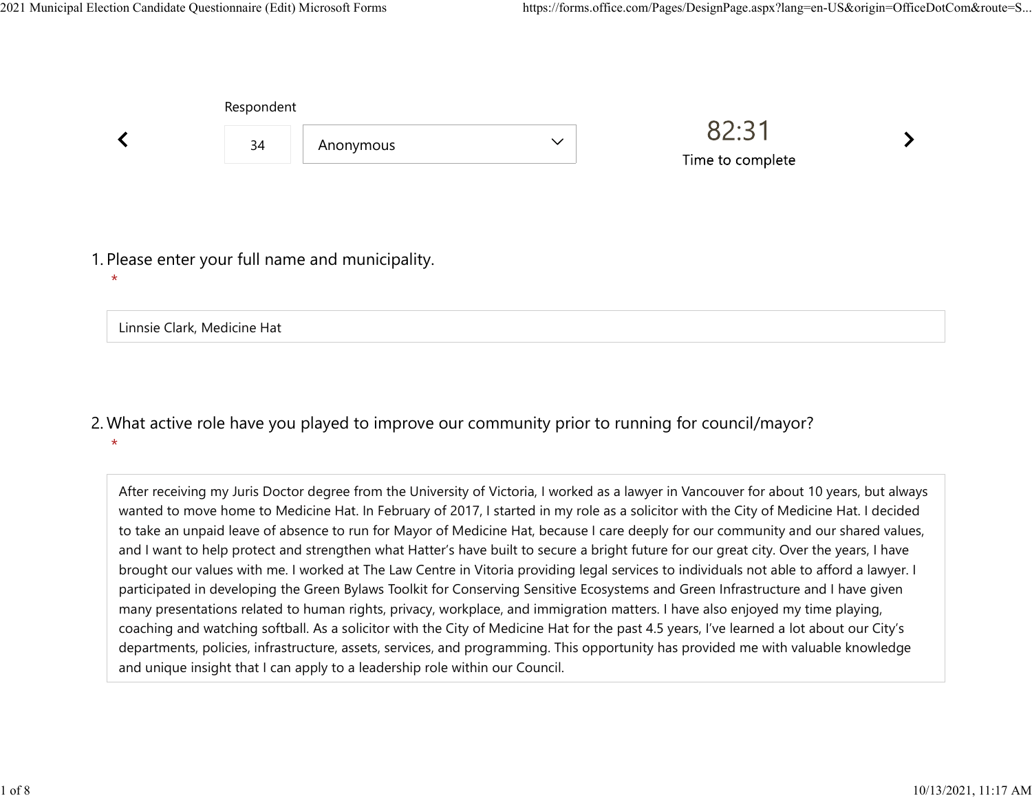Respondent

34 Anonymous

82:31

Time to complete

1. Please enter your full name and municipality.
   *

Linnsie Clark, Medicine Hat

2. What active role have you played to improve our community prior to running for council/mayor?
   *

After receiving my Juris Doctor degree from the University of Victoria, I worked as a lawyer in Vancouver for about 10 years, but always wanted to move home to Medicine Hat. In February of 2017, I started in my role as a solicitor with the City of Medicine Hat. I decided to take an unpaid leave of absence to run for Mayor of Medicine Hat, because I care deeply for our community and our shared values, and I want to help protect and strengthen what Hatter's have built to secure a bright future for our great city. Over the years, I have brought our values with me. I worked at The Law Centre in Vitoria providing legal services to individuals not able to afford a lawyer. I participated in developing the Green Bylaws Toolkit for Conserving Sensitive Ecosystems and Green Infrastructure and I have given many presentations related to human rights, privacy, workplace, and immigration matters. I have also enjoyed my time playing, coaching and watching softball. As a solicitor with the City of Medicine Hat for the past 4.5 years, I've learned a lot about our City's departments, policies, infrastructure, assets, services, and programming. This opportunity has provided me with valuable knowledge and unique insight that I can apply to a leadership role within our Council.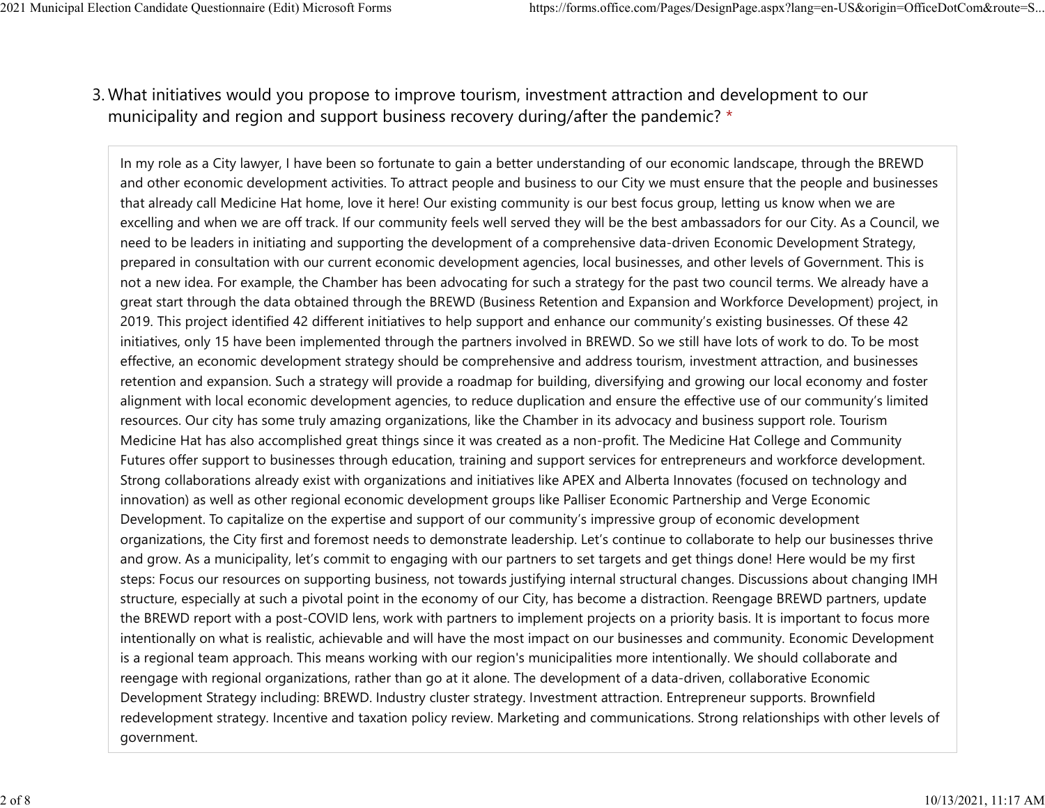3. What initiatives would you propose to improve tourism, investment attraction and development to our municipality and region and support business recovery during/after the pandemic? *

In my role as a City lawyer, I have been so fortunate to gain a better understanding of our economic landscape, through the BREWD and other economic development activities. To attract people and business to our City we must ensure that the people and businesses that already call Medicine Hat home, love it here! Our existing community is our best focus group, letting us know when we are excelling and when we are off track. If our community feels well served they will be the best ambassadors for our City. As a Council, we need to be leaders in initiating and supporting the development of a comprehensive data-driven Economic Development Strategy, prepared in consultation with our current economic development agencies, local businesses, and other levels of Government. This is not a new idea. For example, the Chamber has been advocating for such a strategy for the past two council terms. We already have a great start through the data obtained through the BREWD (Business Retention and Expansion and Workforce Development) project, in 2019. This project identified 42 different initiatives to help support and enhance our community's existing businesses. Of these 42 initiatives, only 15 have been implemented through the partners involved in BREWD. So we still have lots of work to do. To be most effective, an economic development strategy should be comprehensive and address tourism, investment attraction, and businesses retention and expansion. Such a strategy will provide a roadmap for building, diversifying and growing our local economy and foster alignment with local economic development agencies, to reduce duplication and ensure the effective use of our community's limited resources. Our city has some truly amazing organizations, like the Chamber in its advocacy and business support role. Tourism Medicine Hat has also accomplished great things since it was created as a non-profit. The Medicine Hat College and Community Futures offer support to businesses through education, training and support services for entrepreneurs and workforce development. Strong collaborations already exist with organizations and initiatives like APEX and Alberta Innovates (focused on technology and innovation) as well as other regional economic development groups like Palliser Economic Partnership and Verge Economic Development. To capitalize on the expertise and support of our community's impressive group of economic development organizations, the City first and foremost needs to demonstrate leadership. Let's continue to collaborate to help our businesses thrive and grow. As a municipality, let's commit to engaging with our partners to set targets and get things done! Here would be my first steps: Focus our resources on supporting business, not towards justifying internal structural changes. Discussions about changing IMH structure, especially at such a pivotal point in the economy of our City, has become a distraction. Reengage BREWD partners, update the BREWD report with a post-COVID lens, work with partners to implement projects on a priority basis. It is important to focus more intentionally on what is realistic, achievable and will have the most impact on our businesses and community. Economic Development is a regional team approach. This means working with our region's municipalities more intentionally. We should collaborate and reengage with regional organizations, rather than go at it alone. The development of a data-driven, collaborative Economic Development Strategy including: BREWD. Industry cluster strategy. Investment attraction. Entrepreneur supports. Brownfield redevelopment strategy. Incentive and taxation policy review. Marketing and communications. Strong relationships with other levels of government.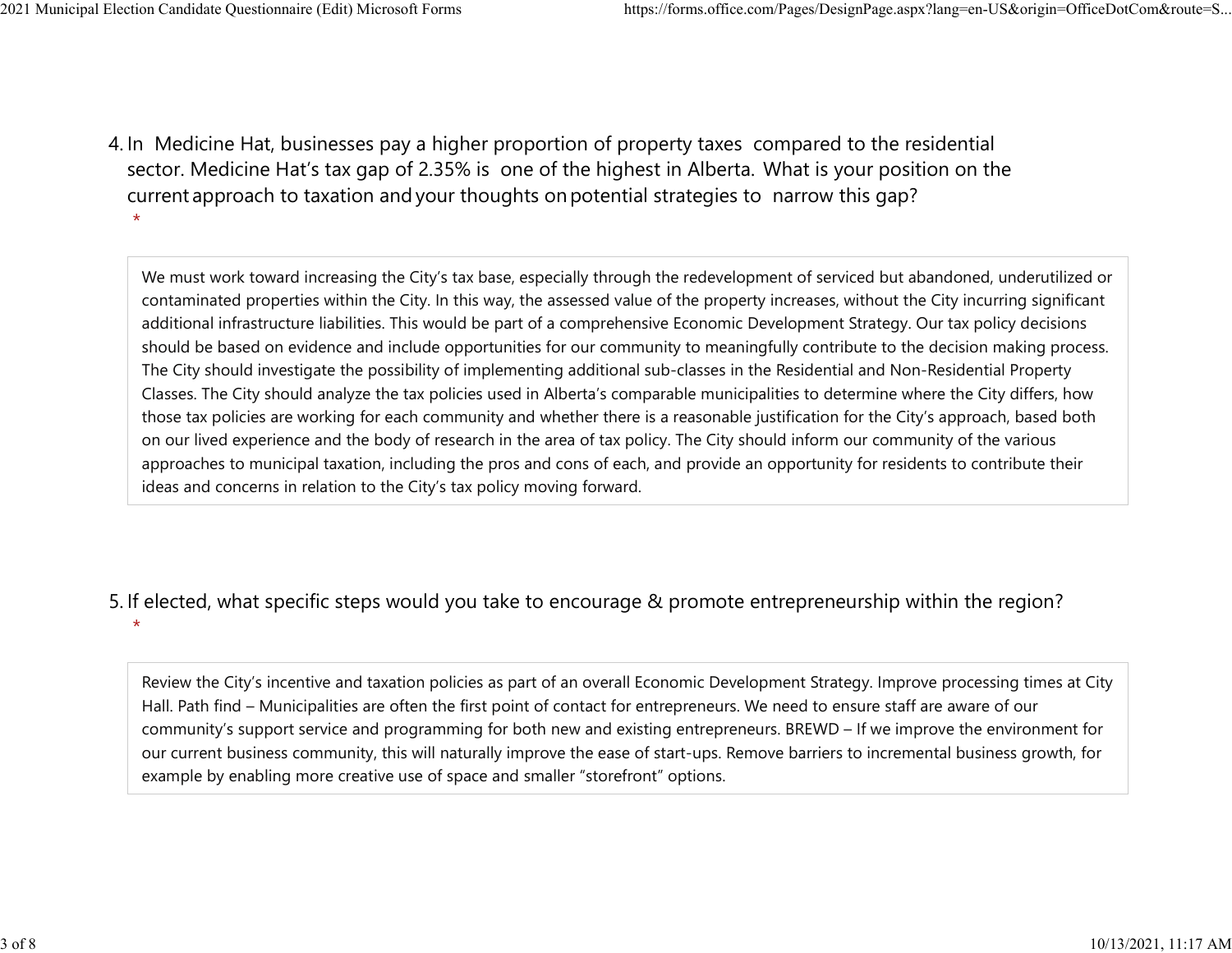4. In Medicine Hat, businesses pay a higher proportion of property taxes compared to the residential sector. Medicine Hat's tax gap of 2.35% is one of the highest in Alberta. What is your position on the current approach to taxation and your thoughts on potential strategies to narrow this gap? *

> We must work toward increasing the City's tax base, especially through the redevelopment of serviced but abandoned, underutilized or contaminated properties within the City. In this way, the assessed value of the property increases, without the City incurring significant additional infrastructure liabilities. This would be part of a comprehensive Economic Development Strategy. Our tax policy decisions should be based on evidence and include opportunities for our community to meaningfully contribute to the decision making process. The City should investigate the possibility of implementing additional sub-classes in the Residential and Non-Residential Property Classes. The City should analyze the tax policies used in Alberta's comparable municipalities to determine where the City differs, how those tax policies are working for each community and whether there is a reasonable justification for the City's approach, based both on our lived experience and the body of research in the area of tax policy. The City should inform our community of the various approaches to municipal taxation, including the pros and cons of each, and provide an opportunity for residents to contribute their ideas and concerns in relation to the City's tax policy moving forward.

5. If elected, what specific steps would you take to encourage & promote entrepreneurship within the region? *

> Review the City's incentive and taxation policies as part of an overall Economic Development Strategy. Improve processing times at City Hall. Path find – Municipalities are often the first point of contact for entrepreneurs. We need to ensure staff are aware of our community's support service and programming for both new and existing entrepreneurs. BREWD – If we improve the environment for our current business community, this will naturally improve the ease of start-ups. Remove barriers to incremental business growth, for example by enabling more creative use of space and smaller "storefront" options.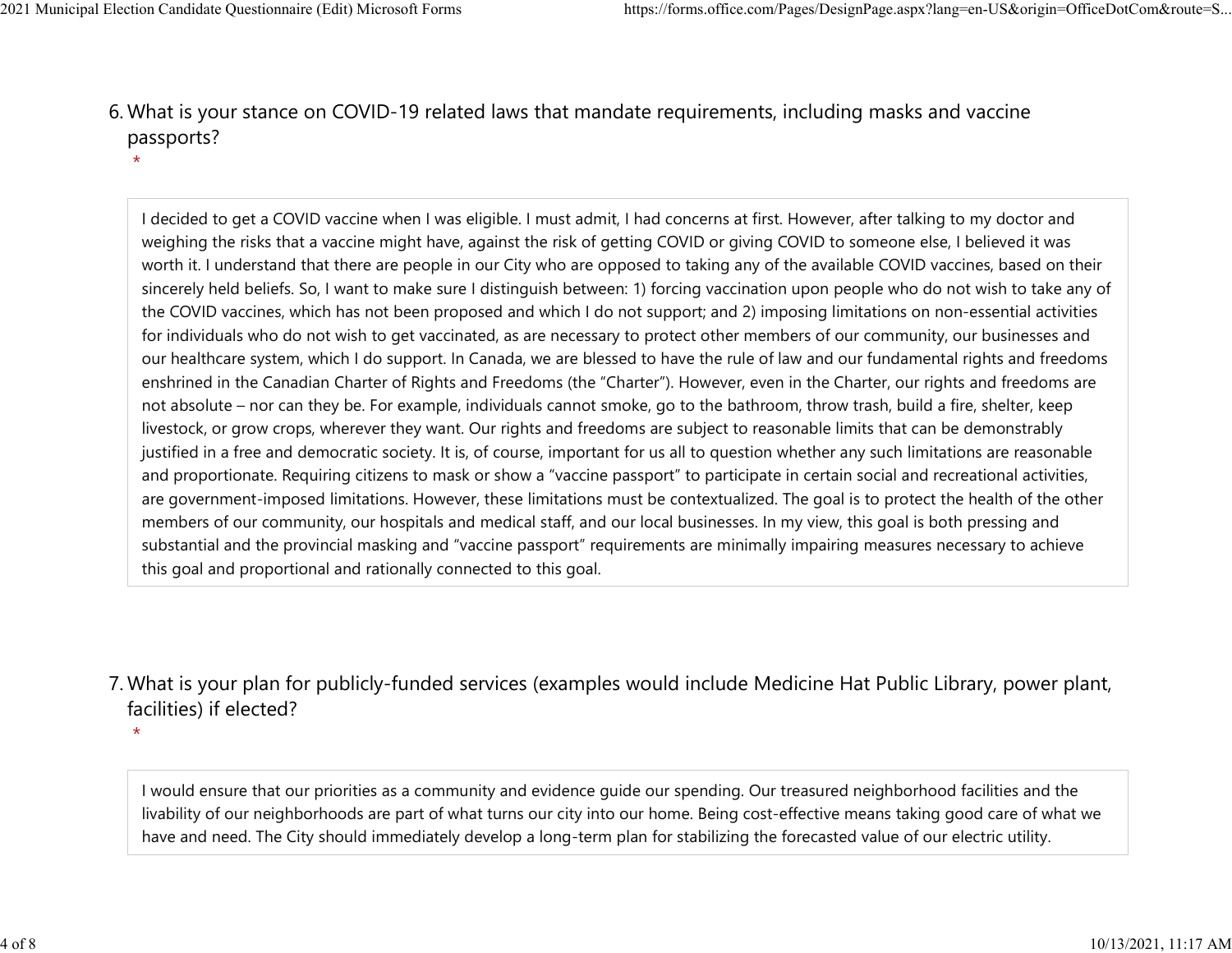6. What is your stance on COVID-19 related laws that mandate requirements, including masks and vaccine passports?
*

I decided to get a COVID vaccine when I was eligible. I must admit, I had concerns at first. However, after talking to my doctor and weighing the risks that a vaccine might have, against the risk of getting COVID or giving COVID to someone else, I believed it was worth it. I understand that there are people in our City who are opposed to taking any of the available COVID vaccines, based on their sincerely held beliefs. So, I want to make sure I distinguish between: 1) forcing vaccination upon people who do not wish to take any of the COVID vaccines, which has not been proposed and which I do not support; and 2) imposing limitations on non-essential activities for individuals who do not wish to get vaccinated, as are necessary to protect other members of our community, our businesses and our healthcare system, which I do support. In Canada, we are blessed to have the rule of law and our fundamental rights and freedoms enshrined in the Canadian Charter of Rights and Freedoms (the "Charter"). However, even in the Charter, our rights and freedoms are not absolute – nor can they be. For example, individuals cannot smoke, go to the bathroom, throw trash, build a fire, shelter, keep livestock, or grow crops, wherever they want. Our rights and freedoms are subject to reasonable limits that can be demonstrably justified in a free and democratic society. It is, of course, important for us all to question whether any such limitations are reasonable and proportionate. Requiring citizens to mask or show a "vaccine passport" to participate in certain social and recreational activities, are government-imposed limitations. However, these limitations must be contextualized. The goal is to protect the health of the other members of our community, our hospitals and medical staff, and our local businesses. In my view, this goal is both pressing and substantial and the provincial masking and "vaccine passport" requirements are minimally impairing measures necessary to achieve this goal and proportional and rationally connected to this goal.

7. What is your plan for publicly-funded services (examples would include Medicine Hat Public Library, power plant, facilities) if elected?
*

I would ensure that our priorities as a community and evidence guide our spending. Our treasured neighborhood facilities and the livability of our neighborhoods are part of what turns our city into our home. Being cost-effective means taking good care of what we have and need. The City should immediately develop a long-term plan for stabilizing the forecasted value of our electric utility.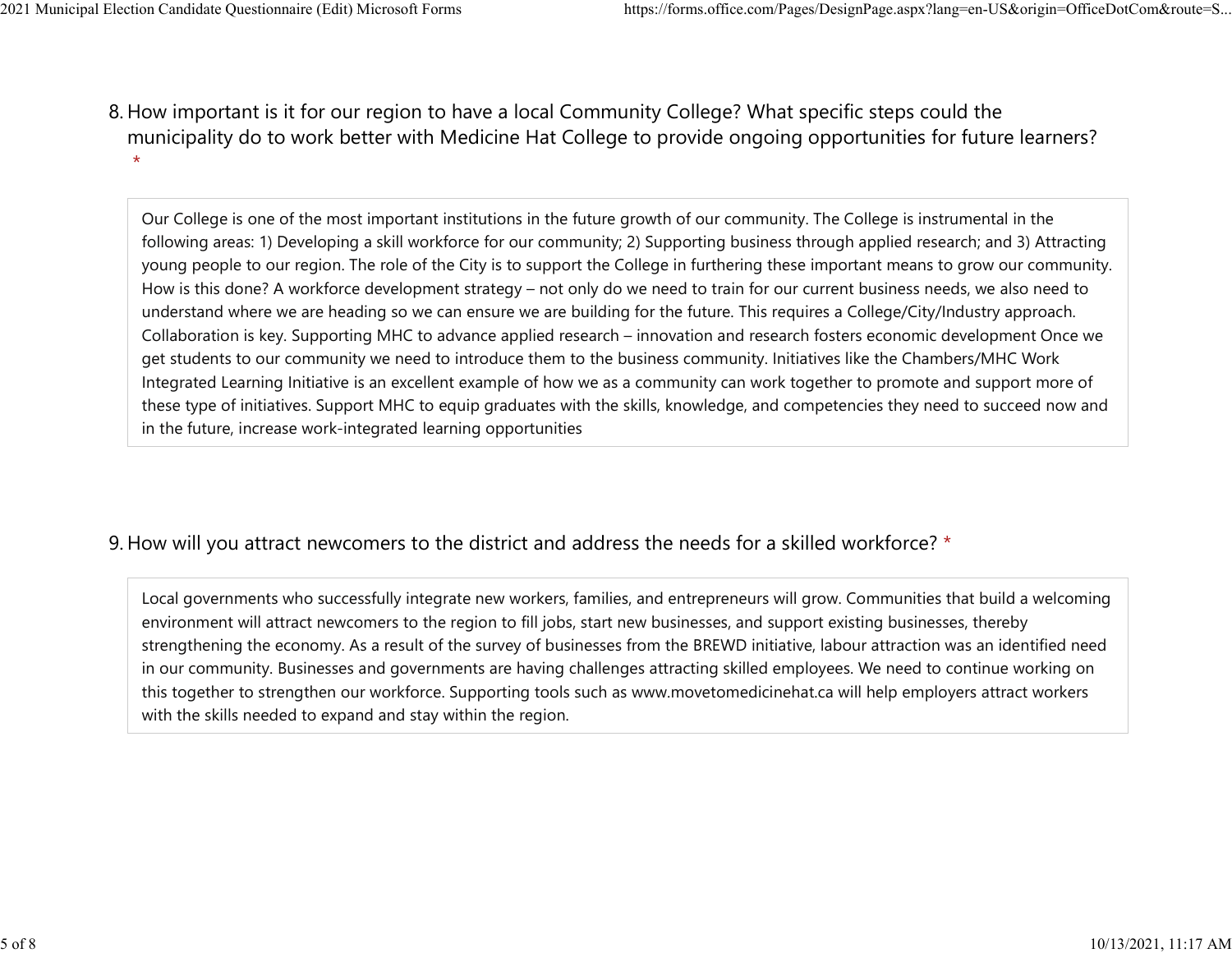8. How important is it for our region to have a local Community College? What specific steps could the municipality do to work better with Medicine Hat College to provide ongoing opportunities for future learners? *

Our College is one of the most important institutions in the future growth of our community. The College is instrumental in the following areas: 1) Developing a skill workforce for our community; 2) Supporting business through applied research; and 3) Attracting young people to our region. The role of the City is to support the College in furthering these important means to grow our community. How is this done? A workforce development strategy – not only do we need to train for our current business needs, we also need to understand where we are heading so we can ensure we are building for the future. This requires a College/City/Industry approach. Collaboration is key. Supporting MHC to advance applied research – innovation and research fosters economic development Once we get students to our community we need to introduce them to the business community. Initiatives like the Chambers/MHC Work Integrated Learning Initiative is an excellent example of how we as a community can work together to promote and support more of these type of initiatives. Support MHC to equip graduates with the skills, knowledge, and competencies they need to succeed now and in the future, increase work-integrated learning opportunities

9. How will you attract newcomers to the district and address the needs for a skilled workforce? *

Local governments who successfully integrate new workers, families, and entrepreneurs will grow. Communities that build a welcoming environment will attract newcomers to the region to fill jobs, start new businesses, and support existing businesses, thereby strengthening the economy. As a result of the survey of businesses from the BREWD initiative, labour attraction was an identified need in our community. Businesses and governments are having challenges attracting skilled employees. We need to continue working on this together to strengthen our workforce. Supporting tools such as www.movetomedicinehat.ca will help employers attract workers with the skills needed to expand and stay within the region.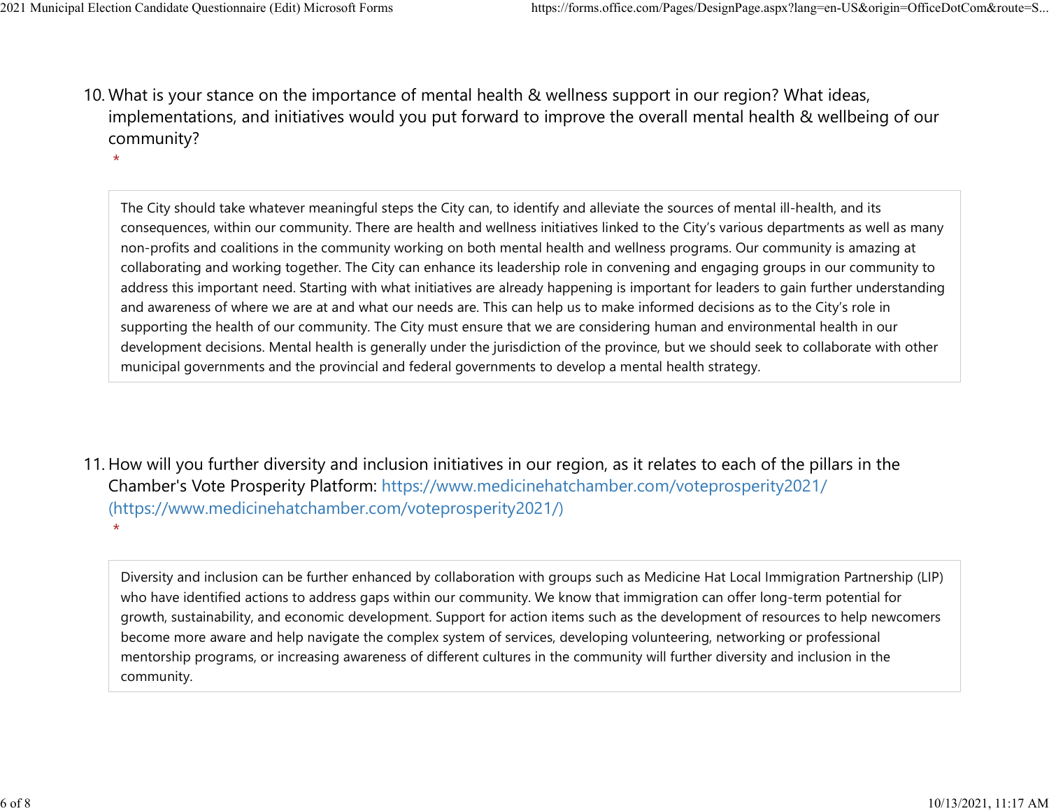10. What is your stance on the importance of mental health & wellness support in our region? What ideas, implementations, and initiatives would you put forward to improve the overall mental health & wellbeing of our community?
 *

 The City should take whatever meaningful steps the City can, to identify and alleviate the sources of mental ill-health, and its consequences, within our community. There are health and wellness initiatives linked to the City's various departments as well as many non-profits and coalitions in the community working on both mental health and wellness programs. Our community is amazing at collaborating and working together. The City can enhance its leadership role in convening and engaging groups in our community to address this important need. Starting with what initiatives are already happening is important for leaders to gain further understanding and awareness of where we are at and what our needs are. This can help us to make informed decisions as to the City's role in supporting the health of our community. The City must ensure that we are considering human and environmental health in our development decisions. Mental health is generally under the jurisdiction of the province, but we should seek to collaborate with other municipal governments and the provincial and federal governments to develop a mental health strategy.

11. How will you further diversity and inclusion initiatives in our region, as it relates to each of the pillars in the Chamber's Vote Prosperity Platform: https://www.medicinehatchamber.com/voteprosperity2021/ (https://www.medicinehatchamber.com/voteprosperity2021/)
 *

 Diversity and inclusion can be further enhanced by collaboration with groups such as Medicine Hat Local Immigration Partnership (LIP) who have identified actions to address gaps within our community. We know that immigration can offer long-term potential for growth, sustainability, and economic development. Support for action items such as the development of resources to help newcomers become more aware and help navigate the complex system of services, developing volunteering, networking or professional mentorship programs, or increasing awareness of different cultures in the community will further diversity and inclusion in the community.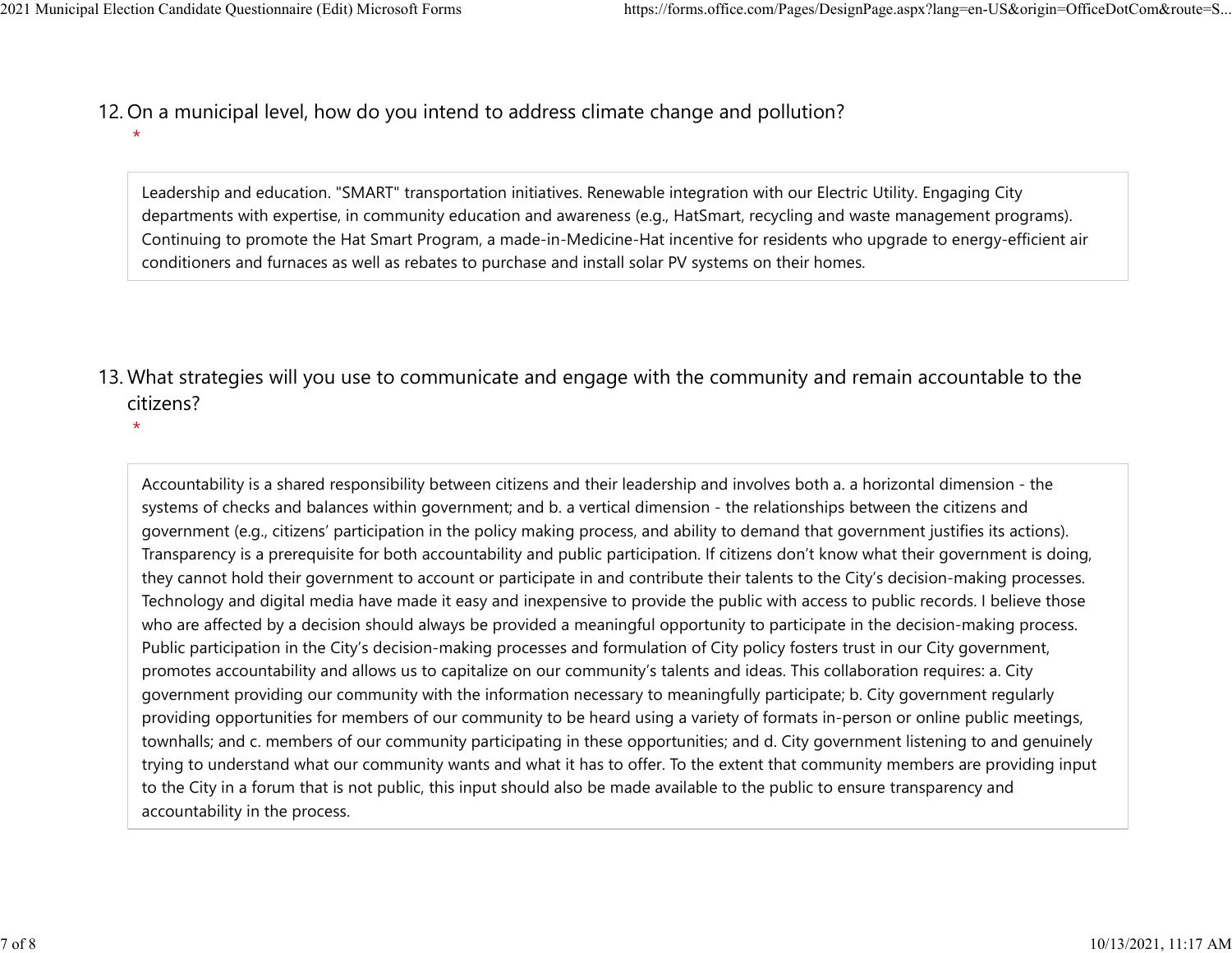12. On a municipal level, how do you intend to address climate change and pollution? *

Leadership and education. "SMART" transportation initiatives. Renewable integration with our Electric Utility. Engaging City departments with expertise, in community education and awareness (e.g., HatSmart, recycling and waste management programs). Continuing to promote the Hat Smart Program, a made-in-Medicine-Hat incentive for residents who upgrade to energy-efficient air conditioners and furnaces as well as rebates to purchase and install solar PV systems on their homes.

13. What strategies will you use to communicate and engage with the community and remain accountable to the citizens? *

Accountability is a shared responsibility between citizens and their leadership and involves both a. a horizontal dimension - the systems of checks and balances within government; and b. a vertical dimension - the relationships between the citizens and government (e.g., citizens' participation in the policy making process, and ability to demand that government justifies its actions). Transparency is a prerequisite for both accountability and public participation. If citizens don't know what their government is doing, they cannot hold their government to account or participate in and contribute their talents to the City's decision-making processes. Technology and digital media have made it easy and inexpensive to provide the public with access to public records. I believe those who are affected by a decision should always be provided a meaningful opportunity to participate in the decision-making process. Public participation in the City's decision-making processes and formulation of City policy fosters trust in our City government, promotes accountability and allows us to capitalize on our community's talents and ideas. This collaboration requires: a. City government providing our community with the information necessary to meaningfully participate; b. City government regularly providing opportunities for members of our community to be heard using a variety of formats in-person or online public meetings, townhalls; and c. members of our community participating in these opportunities; and d. City government listening to and genuinely trying to understand what our community wants and what it has to offer. To the extent that community members are providing input to the City in a forum that is not public, this input should also be made available to the public to ensure transparency and accountability in the process.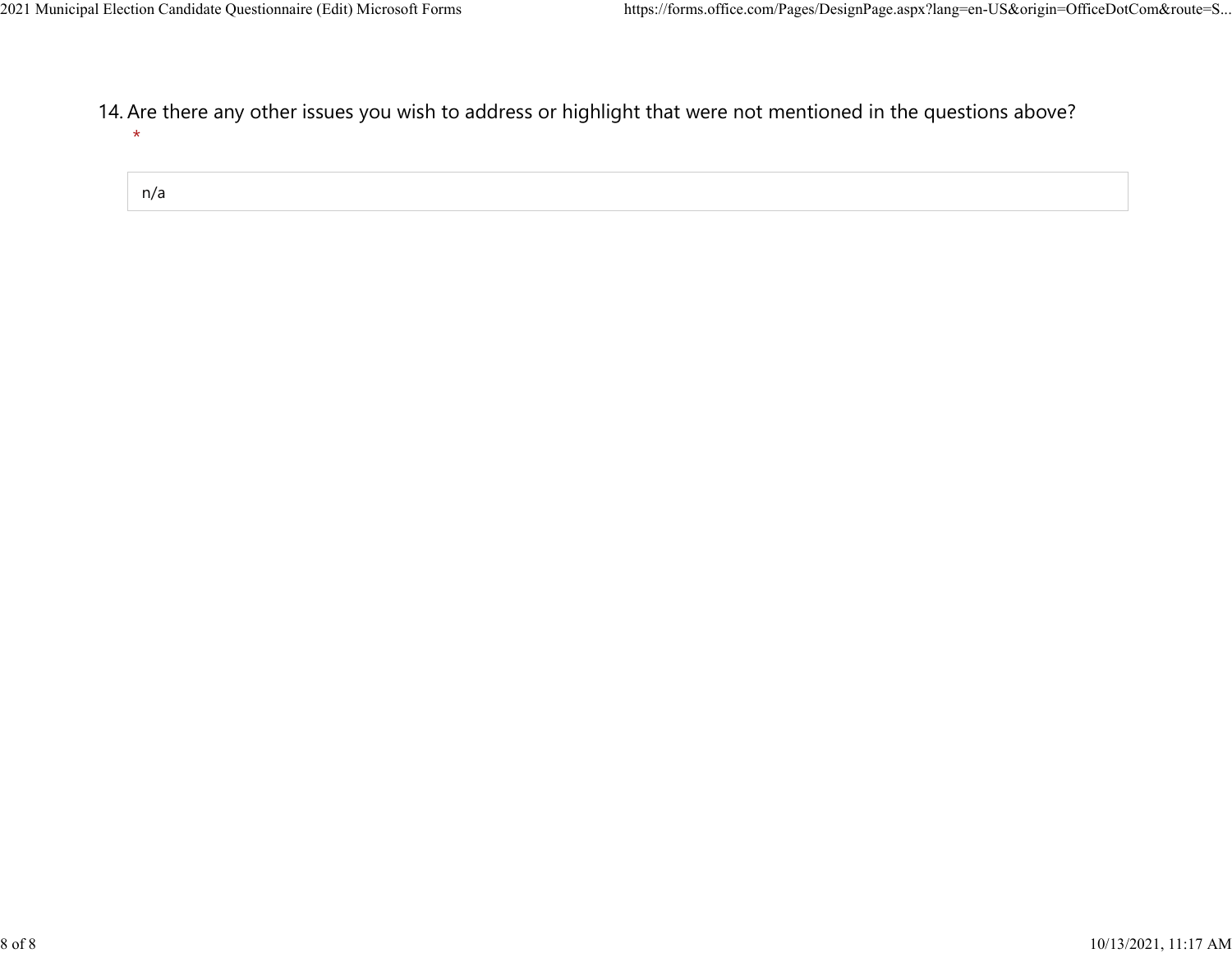14. Are there any other issues you wish to address or highlight that were not mentioned in the questions above? *

n/a